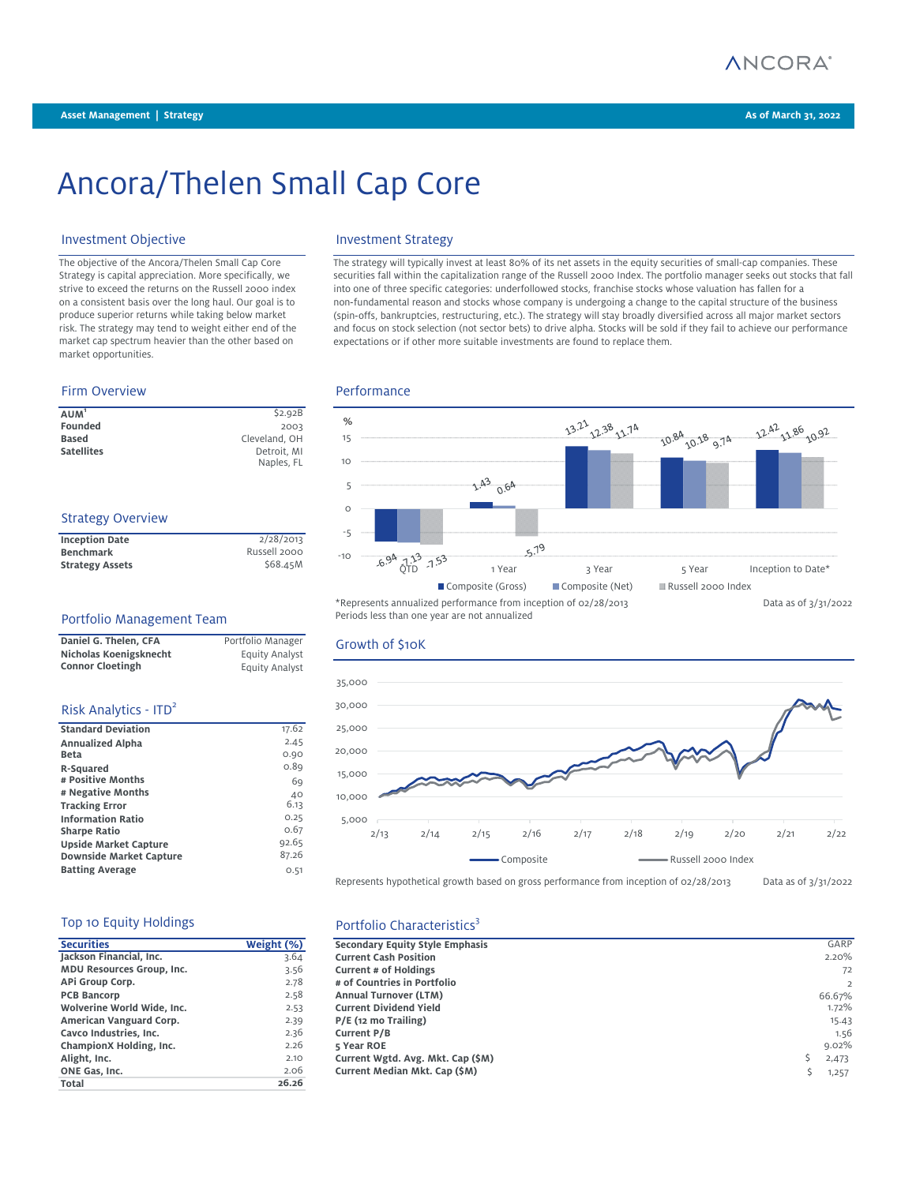Asset Management | Strategy

As of March 31, 2022

# Ancora/Thelen Small Cap Core

## Investment Objective

The objective of the Ancora/Thelen Small Cap Core Strategy is capital appreciation. More specifically, we strive to exceed the returns on the Russell 2000 index on a consistent basis over the long haul. Our goal is to produce superior returns while taking below market risk. The strategy may tend to weight either end of the market cap spectrum heavier than the other based on market opportunities.

## Investment Strategy

The strategy will typically invest at least 80% of its net assets in the equity securities of small-cap companies. These securities fall within the capitalization range of the Russell 2000 Index. The portfolio manager seeks out stocks that fall into one of three specific categories: underfollowed stocks, franchise stocks whose valuation has fallen for a non-fundamental reason and stocks whose company is undergoing a change to the capital structure of the business (spin-offs, bankruptcies, restructuring, etc.). The strategy will stay broadly diversified across all major market sectors and focus on stock selection (not sector bets) to drive alpha. Stocks will be sold if they fail to achieve our performance expectations or if other more suitable investments are found to replace them.

## Firm Overview

| | |
|---|---|
| **AUM**[1] | $2.92B |
| **Founded** | 2003 |
| **Based** | Cleveland, OH |
| **Satellites** | Detroit, MI<br>Naples, FL |

## Performance

| % | QTD | 1 Year | 3 Year | 5 Year | Inception to Date* |
|---|---|---|---|---|---|
| Composite (Gross) | -6.94 | 1.43 | 13.21 | 10.84 | 12.42 |
| Composite (Net) | -7.13 | 0.64 | 12.38 | 10.18 | 11.86 |
| Russell 2000 Index | -7.53 | -5.79 | 11.74 | 9.74 | 10.92 |

*Represents annualized performance from inception of 02/28/2013
Periods less than one year are not annualized

Data as of 3/31/2022

## Strategy Overview

| | |
|---|---|
| **Inception Date** | 2/28/2013 |
| **Benchmark** | Russell 2000 |
| **Strategy Assets** | $68.45M |

## Portfolio Management Team

| | |
|---|---|
| **Daniel G. Thelen, CFA** | Portfolio Manager |
| **Nicholas Koenigsknecht** | Equity Analyst |
| **Connor Cloetingh** | Equity Analyst |

## Growth of $10K

Composite — Russell 2000 Index (2/13 – 2/22)

Represents hypothetical growth based on gross performance from inception of 02/28/2013

Data as of 3/31/2022

## Risk Analytics - ITD[2]

| | |
|---|---|
| **Standard Deviation** | 17.62 |
| **Annualized Alpha** | 2.45 |
| **Beta** | 0.90 |
| **R-Squared** | 0.89 |
| **# Positive Months** | 69 |
| **# Negative Months** | 40 |
| **Tracking Error** | 6.13 |
| **Information Ratio** | 0.25 |
| **Sharpe Ratio** | 0.67 |
| **Upside Market Capture** | 92.65 |
| **Downside Market Capture** | 87.26 |
| **Batting Average** | 0.51 |

## Top 10 Equity Holdings

| Securities | Weight (%) |
|---|---|
| Jackson Financial, Inc. | 3.64 |
| MDU Resources Group, Inc. | 3.56 |
| APi Group Corp. | 2.78 |
| PCB Bancorp | 2.58 |
| Wolverine World Wide, Inc. | 2.53 |
| American Vanguard Corp. | 2.39 |
| Cavco Industries, Inc. | 2.36 |
| ChampionX Holding, Inc. | 2.26 |
| Alight, Inc. | 2.10 |
| ONE Gas, Inc. | 2.06 |
| **Total** | **26.26** |

## Portfolio Characteristics[3]

| | |
|---|---|
| **Secondary Equity Style Emphasis** | GARP |
| **Current Cash Position** | 2.20% |
| **Current # of Holdings** | 72 |
| **# of Countries in Portfolio** | 2 |
| **Annual Turnover (LTM)** | 66.67% |
| **Current Dividend Yield** | 1.72% |
| **P/E (12 mo Trailing)** | 15.43 |
| **Current P/B** | 1.56 |
| **5 Year ROE** | 9.02% |
| **Current Wgtd. Avg. Mkt. Cap ($M)** | $ 2,473 |
| **Current Median Mkt. Cap ($M)** | $ 1,257 |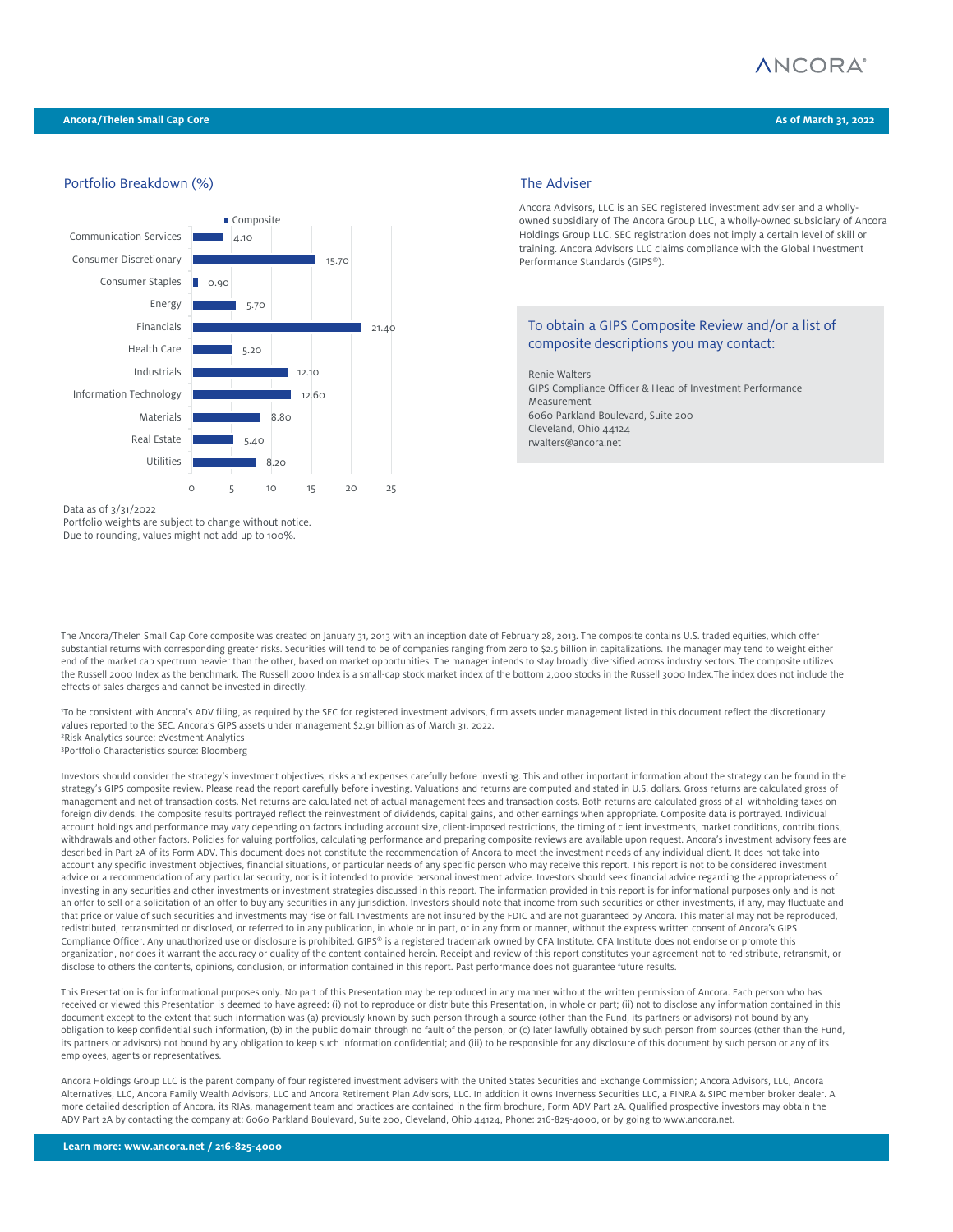**Ancora/Thelen Small Cap Core** **As of March 31, 2022**

## Portfolio Breakdown (%)

Composite

Communication Services 4.10
Consumer Discretionary 15.70
Consumer Staples 0.90
Energy 5.70
Financials 21.40
Health Care 5.20
Industrials 12.10
Information Technology 12.60
Materials 8.80
Real Estate 5.40
Utilities 8.20

0 5 10 15 20 25

Data as of 3/31/2022
Portfolio weights are subject to change without notice.
Due to rounding, values might not add up to 100%.

## The Adviser

Ancora Advisors, LLC is an SEC registered investment adviser and a wholly-owned subsidiary of The Ancora Group LLC, a wholly-owned subsidiary of Ancora Holdings Group LLC. SEC registration does not imply a certain level of skill or training. Ancora Advisors LLC claims compliance with the Global Investment Performance Standards (GIPS®).

### To obtain a GIPS Composite Review and/or a list of composite descriptions you may contact:

Renie Walters
GIPS Compliance Officer & Head of Investment Performance Measurement
6060 Parkland Boulevard, Suite 200
Cleveland, Ohio 44124
rwalters@ancora.net

The Ancora/Thelen Small Cap Core composite was created on January 31, 2013 with an inception date of February 28, 2013. The composite contains U.S. traded equities, which offer substantial returns with corresponding greater risks. Securities will tend to be of companies ranging from zero to $2.5 billion in capitalizations. The manager may tend to weight either end of the market cap spectrum heavier than the other, based on market opportunities. The manager intends to stay broadly diversified across industry sectors. The composite utilizes the Russell 2000 Index as the benchmark. The Russell 2000 Index is a small-cap stock market index of the bottom 2,000 stocks in the Russell 3000 Index.The index does not include the effects of sales charges and cannot be invested in directly.

[1]To be consistent with Ancora's ADV filing, as required by the SEC for registered investment advisors, firm assets under management listed in this document reflect the discretionary values reported to the SEC. Ancora's GIPS assets under management $2.91 billion as of March 31, 2022.
[2]Risk Analytics source: eVestment Analytics
[3]Portfolio Characteristics source: Bloomberg

Investors should consider the strategy's investment objectives, risks and expenses carefully before investing. This and other important information about the strategy can be found in the strategy's GIPS composite review. Please read the report carefully before investing. Valuations and returns are computed and stated in U.S. dollars. Gross returns are calculated gross of management and net of transaction costs. Net returns are calculated net of actual management fees and transaction costs. Both returns are calculated gross of all withholding taxes on foreign dividends. The composite results portrayed reflect the reinvestment of dividends, capital gains, and other earnings when appropriate. Composite data is portrayed. Individual account holdings and performance may vary depending on factors including account size, client-imposed restrictions, the timing of client investments, market conditions, contributions, withdrawals and other factors. Policies for valuing portfolios, calculating performance and preparing composite reviews are available upon request. Ancora's investment advisory fees are described in Part 2A of its Form ADV. This document does not constitute the recommendation of Ancora to meet the investment needs of any individual client. It does not take into account any specific investment objectives, financial situations, or particular needs of any specific person who may receive this report. This report is not to be considered investment advice or a recommendation of any particular security, nor is it intended to provide personal investment advice. Investors should seek financial advice regarding the appropriateness of investing in any securities and other investments or investment strategies discussed in this report. The information provided in this report is for informational purposes only and is not an offer to sell or a solicitation of an offer to buy any securities in any jurisdiction. Investors should note that income from such securities or other investments, if any, may fluctuate and that price or value of such securities and investments may rise or fall. Investments are not insured by the FDIC and are not guaranteed by Ancora. This material may not be reproduced, redistributed, retransmitted or disclosed, or referred to in any publication, in whole or in part, or in any form or manner, without the express written consent of Ancora's GIPS Compliance Officer. Any unauthorized use or disclosure is prohibited. GIPS® is a registered trademark owned by CFA Institute. CFA Institute does not endorse or promote this organization, nor does it warrant the accuracy or quality of the content contained herein. Receipt and review of this report constitutes your agreement not to redistribute, retransmit, or disclose to others the contents, opinions, conclusion, or information contained in this report. Past performance does not guarantee future results.

This Presentation is for informational purposes only. No part of this Presentation may be reproduced in any manner without the written permission of Ancora. Each person who has received or viewed this Presentation is deemed to have agreed: (i) not to reproduce or distribute this Presentation, in whole or part; (ii) not to disclose any information contained in this document except to the extent that such information was (a) previously known by such person through a source (other than the Fund, its partners or advisors) not bound by any obligation to keep confidential such information, (b) in the public domain through no fault of the person, or (c) later lawfully obtained by such person from sources (other than the Fund, its partners or advisors) not bound by any obligation to keep such information confidential; and (iii) to be responsible for any disclosure of this document by such person or any of its employees, agents or representatives.

Ancora Holdings Group LLC is the parent company of four registered investment advisers with the United States Securities and Exchange Commission; Ancora Advisors, LLC, Ancora Alternatives, LLC, Ancora Family Wealth Advisors, LLC and Ancora Retirement Plan Advisors, LLC. In addition it owns Inverness Securities LLC, a FINRA & SIPC member broker dealer. A more detailed description of Ancora, its RIAs, management team and practices are contained in the firm brochure, Form ADV Part 2A. Qualified prospective investors may obtain the ADV Part 2A by contacting the company at: 6060 Parkland Boulevard, Suite 200, Cleveland, Ohio 44124, Phone: 216-825-4000, or by going to www.ancora.net.

**Learn more: www.ancora.net / 216-825-4000**